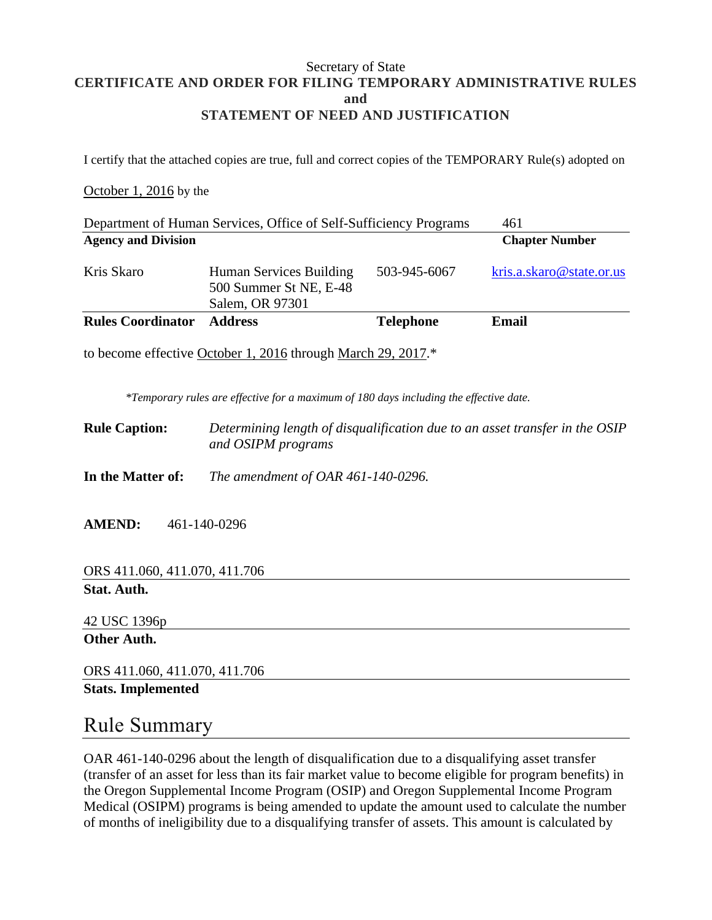Secretary of State

**CERTIFICATE AND ORDER FOR FILING TEMPORARY ADMINISTRATIVE RULES**
**and**
**STATEMENT OF NEED AND JUSTIFICATION**

I certify that the attached copies are true, full and correct copies of the TEMPORARY Rule(s) adopted on

October 1, 2016 by the

| Department of Human Services, Office of Self-Sufficiency Programs | 461 |
|---|---|
| **Agency and Division** | **Chapter Number** |

| Kris Skaro | Human Services Building<br>500 Summer St NE, E-48<br>Salem, OR 97301 | 503-945-6067 | kris.a.skaro@state.or.us |
|---|---|---|---|
| **Rules Coordinator** | **Address** | **Telephone** | **Email** |

to become effective October 1, 2016 through March 29, 2017.*

*\*Temporary rules are effective for a maximum of 180 days including the effective date.*

**Rule Caption:** *Determining length of disqualification due to an asset transfer in the OSIP and OSIPM programs*

**In the Matter of:** *The amendment of OAR 461-140-0296.*

**AMEND:** 461-140-0296

ORS 411.060, 411.070, 411.706
**Stat. Auth.**

42 USC 1396p
**Other Auth.**

ORS 411.060, 411.070, 411.706
**Stats. Implemented**

## Rule Summary

OAR 461-140-0296 about the length of disqualification due to a disqualifying asset transfer (transfer of an asset for less than its fair market value to become eligible for program benefits) in the Oregon Supplemental Income Program (OSIP) and Oregon Supplemental Income Program Medical (OSIPM) programs is being amended to update the amount used to calculate the number of months of ineligibility due to a disqualifying transfer of assets. This amount is calculated by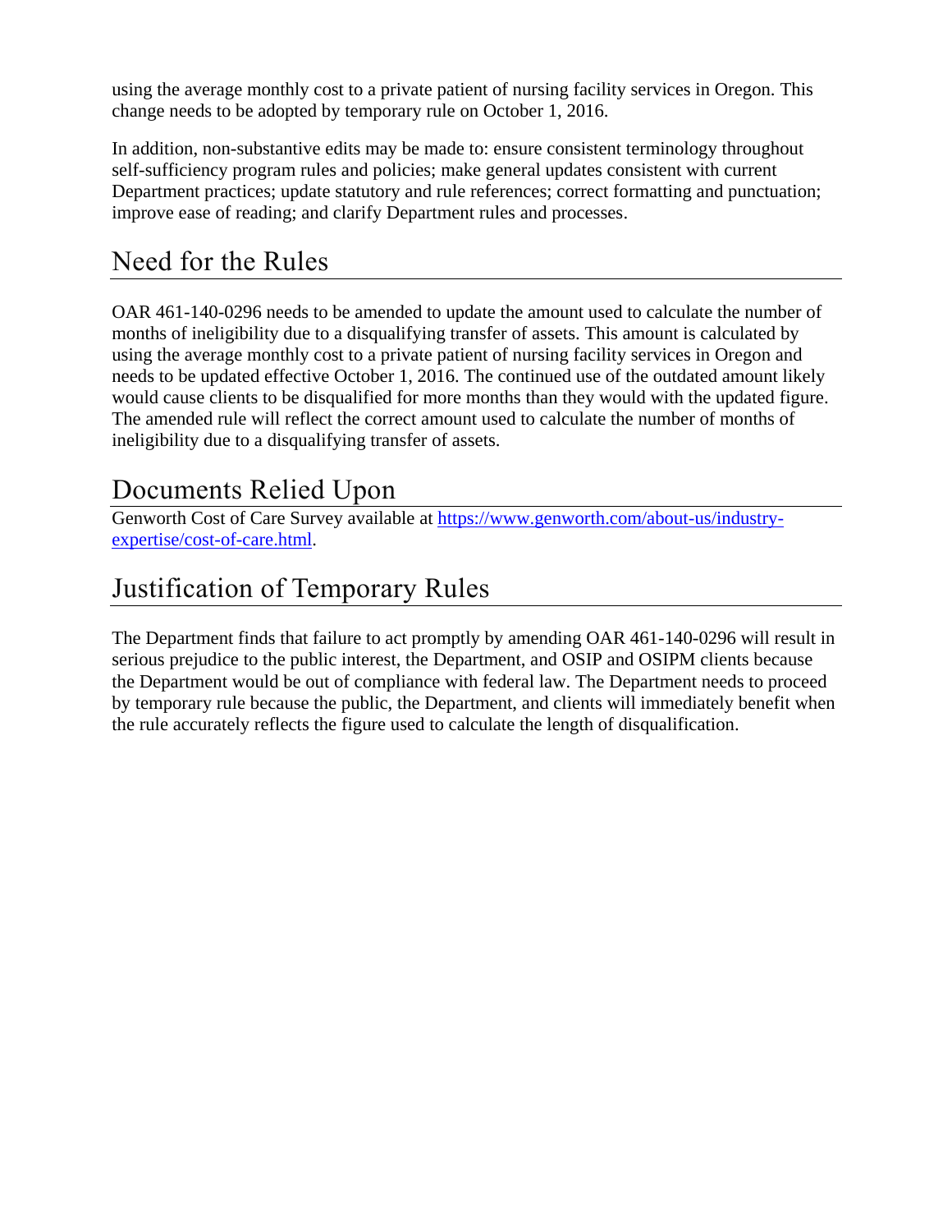using the average monthly cost to a private patient of nursing facility services in Oregon. This change needs to be adopted by temporary rule on October 1, 2016.

In addition, non-substantive edits may be made to: ensure consistent terminology throughout self-sufficiency program rules and policies; make general updates consistent with current Department practices; update statutory and rule references; correct formatting and punctuation; improve ease of reading; and clarify Department rules and processes.

## Need for the Rules

OAR 461-140-0296 needs to be amended to update the amount used to calculate the number of months of ineligibility due to a disqualifying transfer of assets. This amount is calculated by using the average monthly cost to a private patient of nursing facility services in Oregon and needs to be updated effective October 1, 2016. The continued use of the outdated amount likely would cause clients to be disqualified for more months than they would with the updated figure. The amended rule will reflect the correct amount used to calculate the number of months of ineligibility due to a disqualifying transfer of assets.

## Documents Relied Upon

Genworth Cost of Care Survey available at [https://www.genworth.com/about-us/industry-expertise/cost-of-care.html](https://www.genworth.com/about-us/industry-expertise/cost-of-care.html).

## Justification of Temporary Rules

The Department finds that failure to act promptly by amending OAR 461-140-0296 will result in serious prejudice to the public interest, the Department, and OSIP and OSIPM clients because the Department would be out of compliance with federal law. The Department needs to proceed by temporary rule because the public, the Department, and clients will immediately benefit when the rule accurately reflects the figure used to calculate the length of disqualification.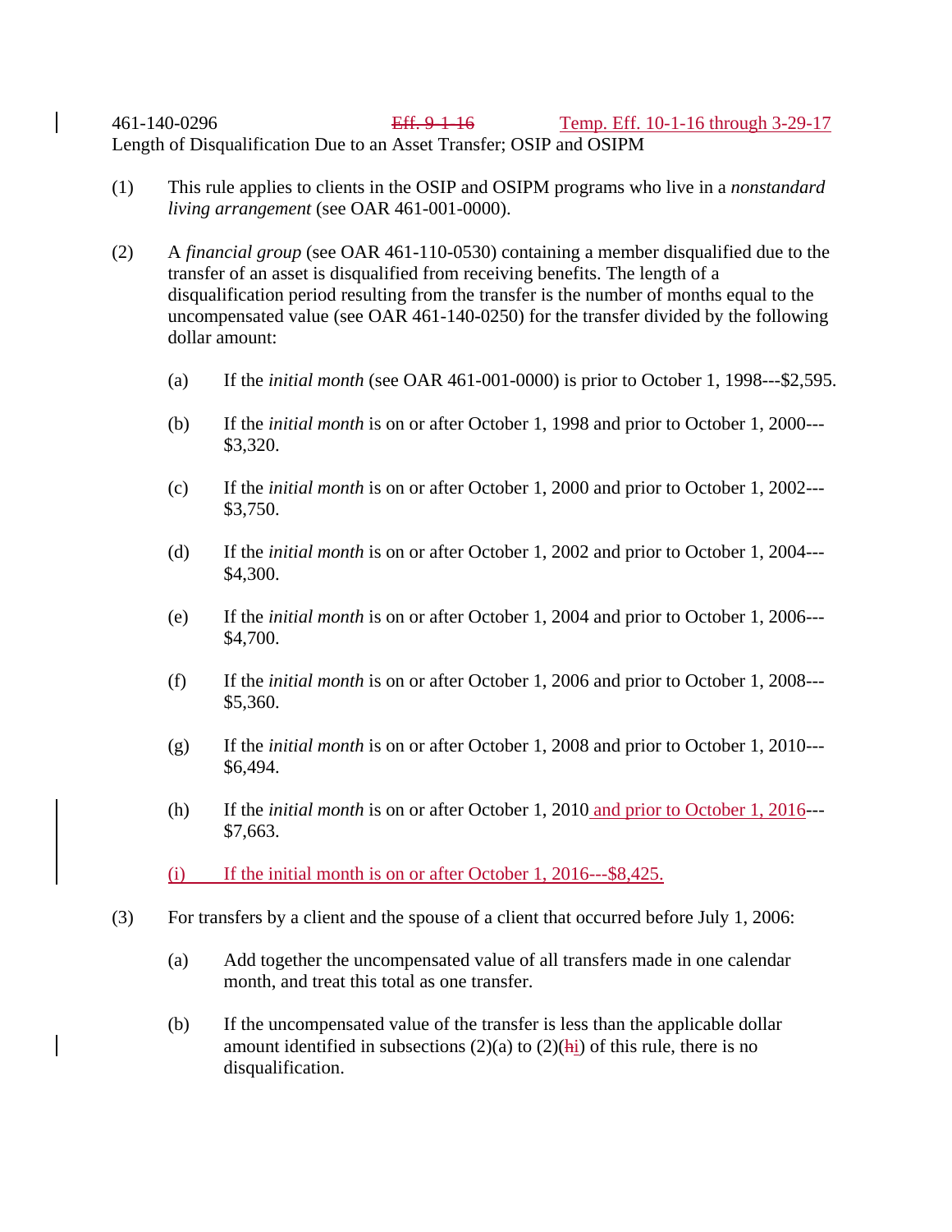461-140-0296 ~~Eff. 9-1-16~~ Temp. Eff. 10-1-16 through 3-29-17

Length of Disqualification Due to an Asset Transfer; OSIP and OSIPM

(1) This rule applies to clients in the OSIP and OSIPM programs who live in a *nonstandard living arrangement* (see OAR 461-001-0000).

(2) A *financial group* (see OAR 461-110-0530) containing a member disqualified due to the transfer of an asset is disqualified from receiving benefits. The length of a disqualification period resulting from the transfer is the number of months equal to the uncompensated value (see OAR 461-140-0250) for the transfer divided by the following dollar amount:

(a) If the *initial month* (see OAR 461-001-0000) is prior to October 1, 1998---$2,595.

(b) If the *initial month* is on or after October 1, 1998 and prior to October 1, 2000---$3,320.

(c) If the *initial month* is on or after October 1, 2000 and prior to October 1, 2002---$3,750.

(d) If the *initial month* is on or after October 1, 2002 and prior to October 1, 2004---$4,300.

(e) If the *initial month* is on or after October 1, 2004 and prior to October 1, 2006---$4,700.

(f) If the *initial month* is on or after October 1, 2006 and prior to October 1, 2008---$5,360.

(g) If the *initial month* is on or after October 1, 2008 and prior to October 1, 2010---$6,494.

(h) If the *initial month* is on or after October 1, 2010 and prior to October 1, 2016---$7,663.

(i) If the initial month is on or after October 1, 2016---$8,425.

(3) For transfers by a client and the spouse of a client that occurred before July 1, 2006:

(a) Add together the uncompensated value of all transfers made in one calendar month, and treat this total as one transfer.

(b) If the uncompensated value of the transfer is less than the applicable dollar amount identified in subsections (2)(a) to (2)(~~h~~i) of this rule, there is no disqualification.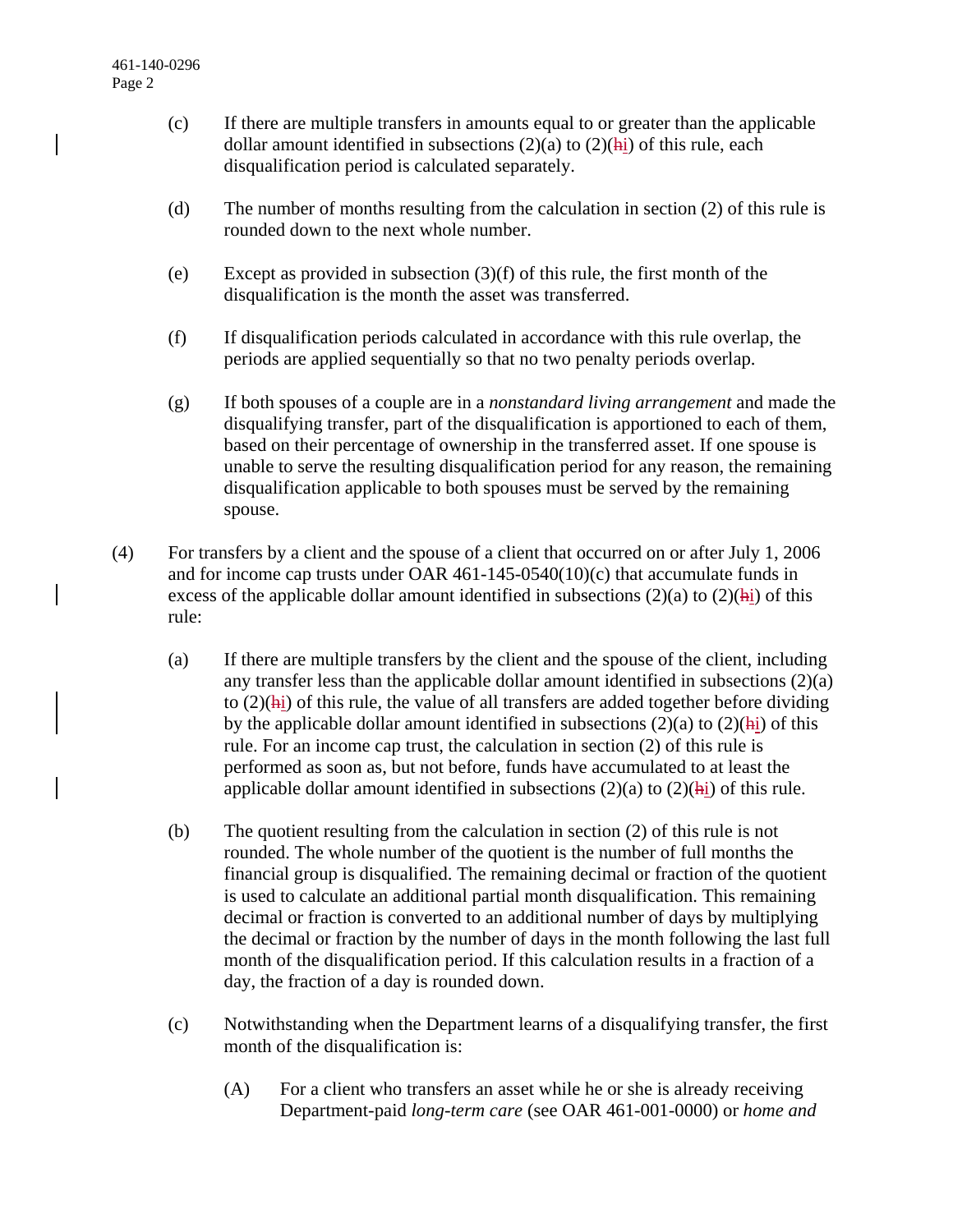(c) If there are multiple transfers in amounts equal to or greater than the applicable dollar amount identified in subsections (2)(a) to (2)(~~h~~i) of this rule, each disqualification period is calculated separately.

(d) The number of months resulting from the calculation in section (2) of this rule is rounded down to the next whole number.

(e) Except as provided in subsection (3)(f) of this rule, the first month of the disqualification is the month the asset was transferred.

(f) If disqualification periods calculated in accordance with this rule overlap, the periods are applied sequentially so that no two penalty periods overlap.

(g) If both spouses of a couple are in a *nonstandard living arrangement* and made the disqualifying transfer, part of the disqualification is apportioned to each of them, based on their percentage of ownership in the transferred asset. If one spouse is unable to serve the resulting disqualification period for any reason, the remaining disqualification applicable to both spouses must be served by the remaining spouse.

(4) For transfers by a client and the spouse of a client that occurred on or after July 1, 2006 and for income cap trusts under OAR 461-145-0540(10)(c) that accumulate funds in excess of the applicable dollar amount identified in subsections (2)(a) to (2)(~~h~~i) of this rule:

(a) If there are multiple transfers by the client and the spouse of the client, including any transfer less than the applicable dollar amount identified in subsections (2)(a) to (2)(~~h~~i) of this rule, the value of all transfers are added together before dividing by the applicable dollar amount identified in subsections (2)(a) to (2)(~~h~~i) of this rule. For an income cap trust, the calculation in section (2) of this rule is performed as soon as, but not before, funds have accumulated to at least the applicable dollar amount identified in subsections (2)(a) to (2)(~~h~~i) of this rule.

(b) The quotient resulting from the calculation in section (2) of this rule is not rounded. The whole number of the quotient is the number of full months the financial group is disqualified. The remaining decimal or fraction of the quotient is used to calculate an additional partial month disqualification. This remaining decimal or fraction is converted to an additional number of days by multiplying the decimal or fraction by the number of days in the month following the last full month of the disqualification period. If this calculation results in a fraction of a day, the fraction of a day is rounded down.

(c) Notwithstanding when the Department learns of a disqualifying transfer, the first month of the disqualification is:

(A) For a client who transfers an asset while he or she is already receiving Department-paid *long-term care* (see OAR 461-001-0000) or *home and*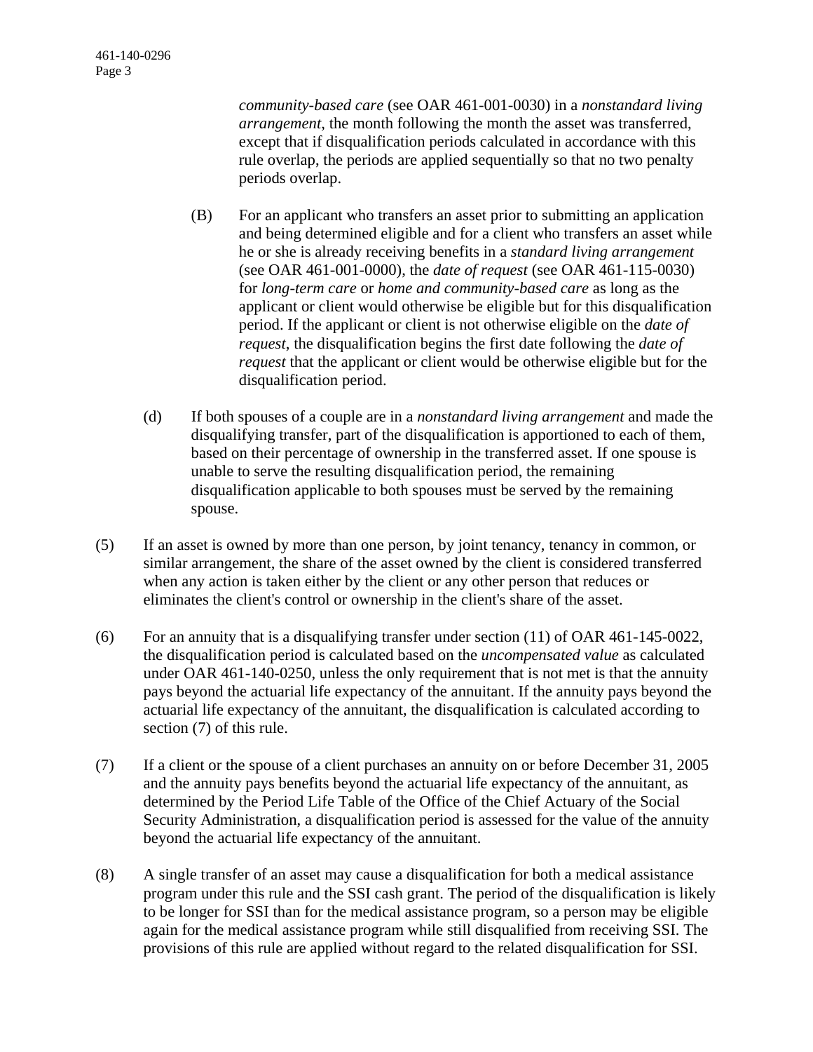*community-based care* (see OAR 461-001-0030) in a *nonstandard living arrangement*, the month following the month the asset was transferred, except that if disqualification periods calculated in accordance with this rule overlap, the periods are applied sequentially so that no two penalty periods overlap.

(B) For an applicant who transfers an asset prior to submitting an application and being determined eligible and for a client who transfers an asset while he or she is already receiving benefits in a *standard living arrangement* (see OAR 461-001-0000), the *date of request* (see OAR 461-115-0030) for *long-term care* or *home and community-based care* as long as the applicant or client would otherwise be eligible but for this disqualification period. If the applicant or client is not otherwise eligible on the *date of request*, the disqualification begins the first date following the *date of request* that the applicant or client would be otherwise eligible but for the disqualification period.

(d) If both spouses of a couple are in a *nonstandard living arrangement* and made the disqualifying transfer, part of the disqualification is apportioned to each of them, based on their percentage of ownership in the transferred asset. If one spouse is unable to serve the resulting disqualification period, the remaining disqualification applicable to both spouses must be served by the remaining spouse.

(5) If an asset is owned by more than one person, by joint tenancy, tenancy in common, or similar arrangement, the share of the asset owned by the client is considered transferred when any action is taken either by the client or any other person that reduces or eliminates the client's control or ownership in the client's share of the asset.

(6) For an annuity that is a disqualifying transfer under section (11) of OAR 461-145-0022, the disqualification period is calculated based on the *uncompensated value* as calculated under OAR 461-140-0250, unless the only requirement that is not met is that the annuity pays beyond the actuarial life expectancy of the annuitant. If the annuity pays beyond the actuarial life expectancy of the annuitant, the disqualification is calculated according to section (7) of this rule.

(7) If a client or the spouse of a client purchases an annuity on or before December 31, 2005 and the annuity pays benefits beyond the actuarial life expectancy of the annuitant, as determined by the Period Life Table of the Office of the Chief Actuary of the Social Security Administration, a disqualification period is assessed for the value of the annuity beyond the actuarial life expectancy of the annuitant.

(8) A single transfer of an asset may cause a disqualification for both a medical assistance program under this rule and the SSI cash grant. The period of the disqualification is likely to be longer for SSI than for the medical assistance program, so a person may be eligible again for the medical assistance program while still disqualified from receiving SSI. The provisions of this rule are applied without regard to the related disqualification for SSI.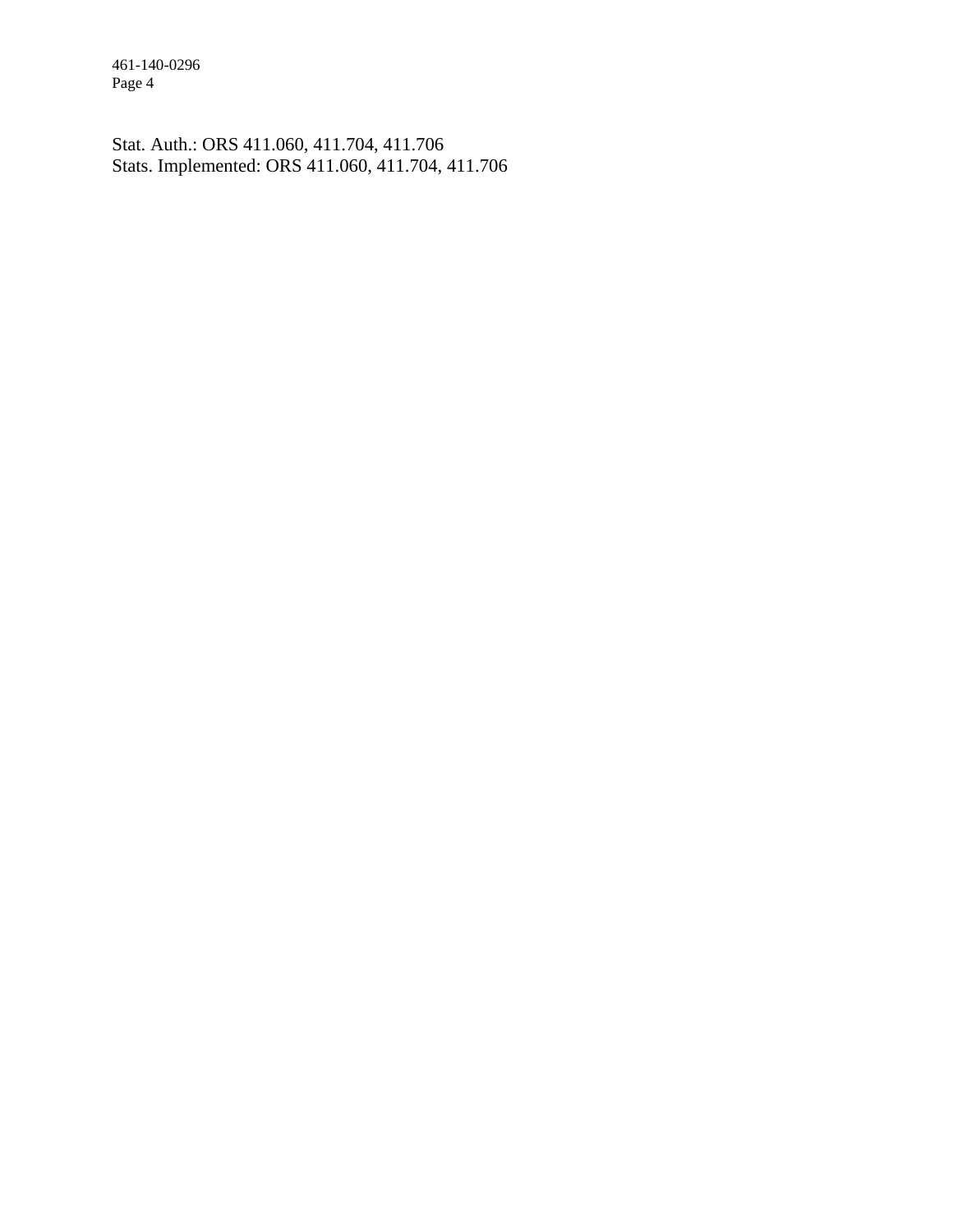Stat. Auth.: ORS 411.060, 411.704, 411.706
Stats. Implemented: ORS 411.060, 411.704, 411.706